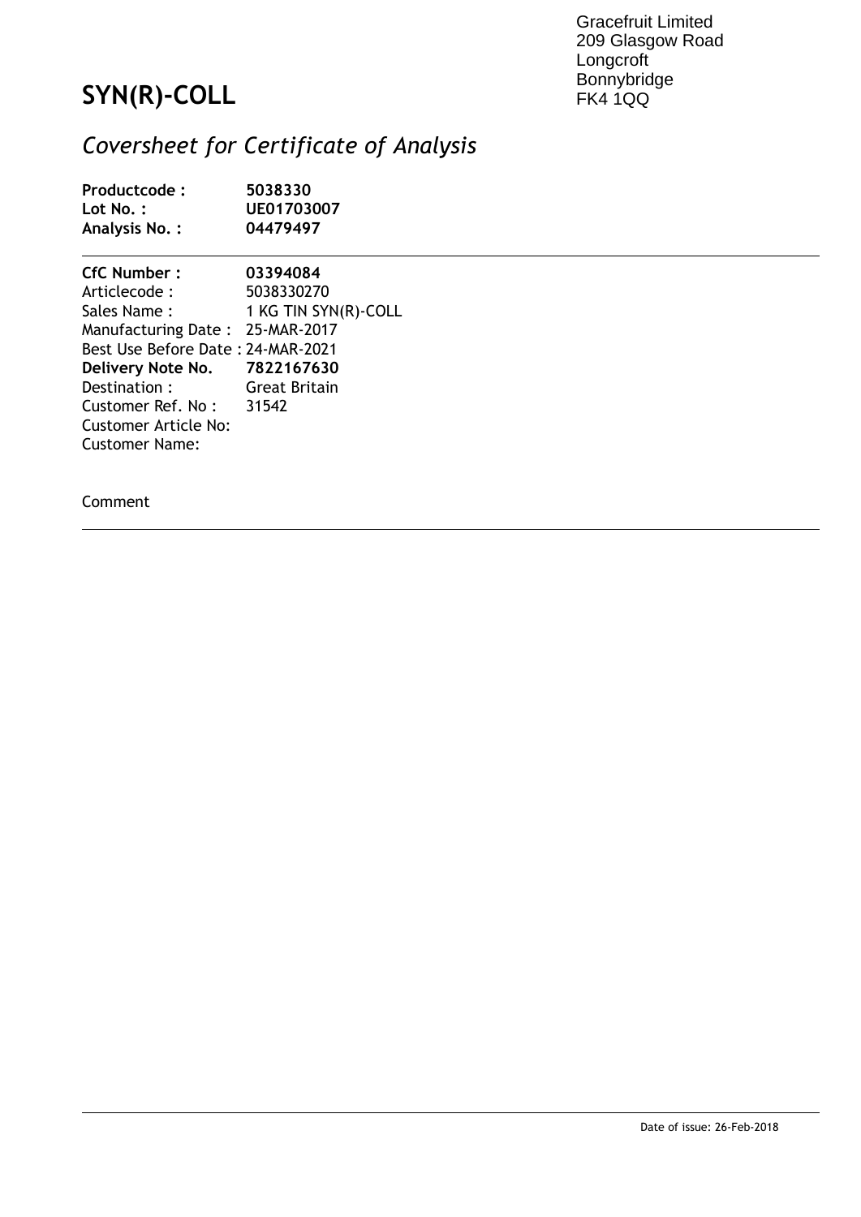Gracefruit Limited
209 Glasgow Road
Longcroft
Bonnybridge
FK4 1QQ

# SYN(R)-COLL

## *Coversheet for Certificate of Analysis*

**Productcode :** **5038330**
**Lot No. :** **UE01703007**
**Analysis No. :** **04479497**

---

**CfC Number :** **03394084**
Articlecode : 5038330270
Sales Name : 1 KG TIN SYN(R)-COLL
Manufacturing Date : 25-MAR-2017
Best Use Before Date : 24-MAR-2021
**Delivery Note No.** **7822167630**
Destination : Great Britain
Customer Ref. No : 31542
Customer Article No:
Customer Name:

Comment

---

Date of issue: 26-Feb-2018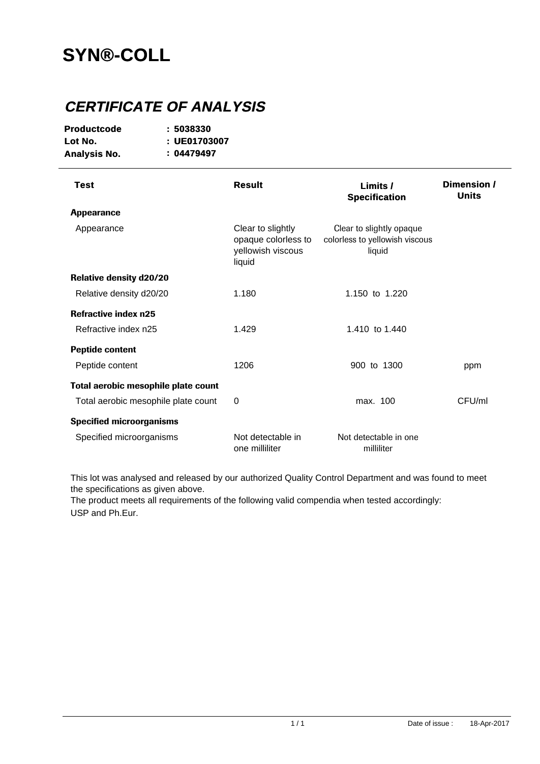# SYN®-COLL

## *CERTIFICATE OF ANALYSIS*

**Productcode** : **5038330**
**Lot No.** : **UE01703007**
**Analysis No.** : **04479497**

| Test | Result | Limits / Specification | Dimension / Units |
|---|---|---|---|
| **Appearance** | | | |
| Appearance | Clear to slightly opaque colorless to yellowish viscous liquid | Clear to slightly opaque colorless to yellowish viscous liquid | |
| **Relative density d20/20** | | | |
| Relative density d20/20 | 1.180 | 1.150 to 1.220 | |
| **Refractive index n25** | | | |
| Refractive index n25 | 1.429 | 1.410 to 1.440 | |
| **Peptide content** | | | |
| Peptide content | 1206 | 900 to 1300 | ppm |
| **Total aerobic mesophile plate count** | | | |
| Total aerobic mesophile plate count | 0 | max. 100 | CFU/ml |
| **Specified microorganisms** | | | |
| Specified microorganisms | Not detectable in one milliliter | Not detectable in one milliliter | |

This lot was analysed and released by our authorized Quality Control Department and was found to meet the specifications as given above.
The product meets all requirements of the following valid compendia when tested accordingly:
USP and Ph.Eur.

Date of issue : 18-Apr-2017